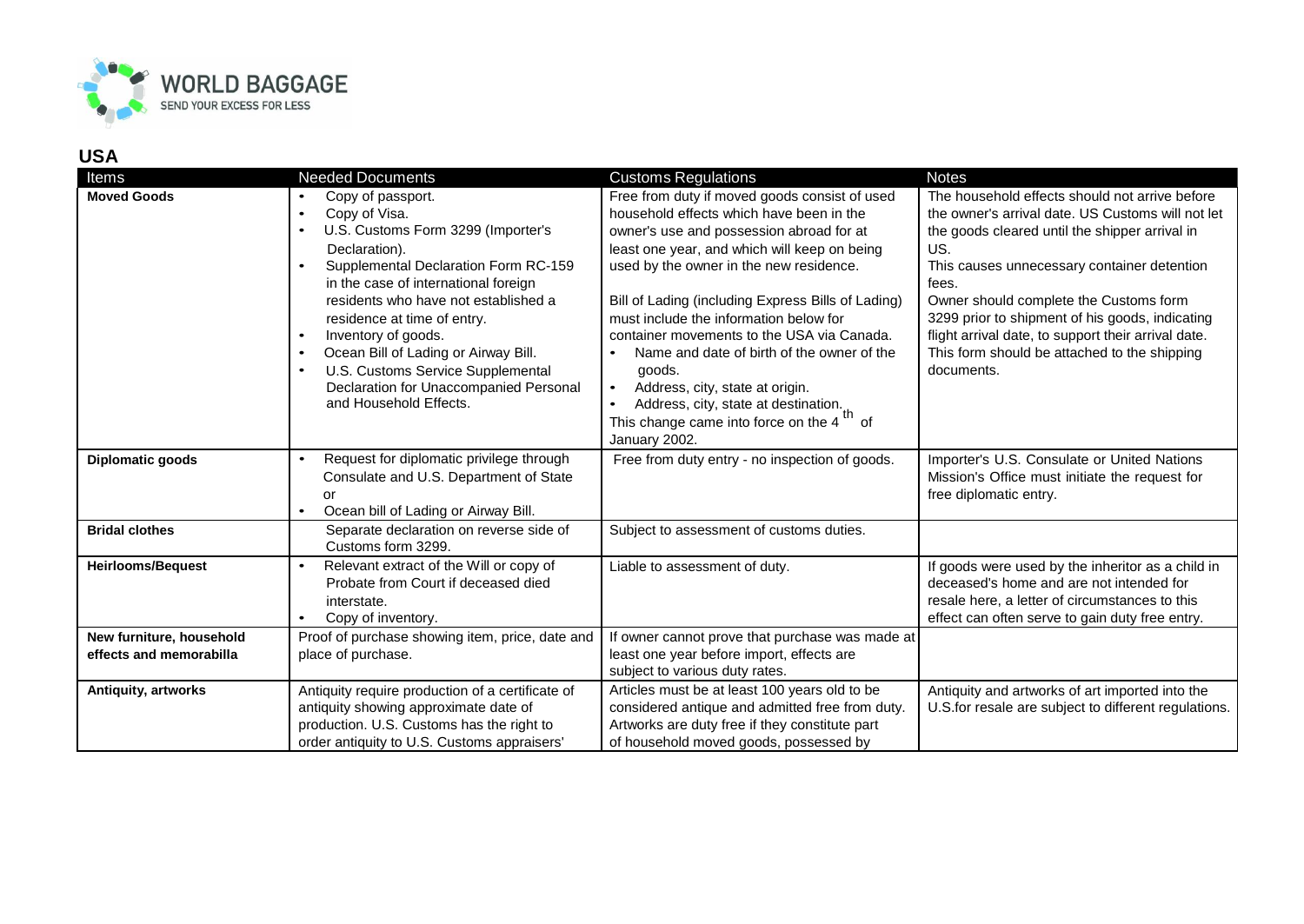# USA

| Items | Needed Documents | Customs Regulations | Notes |
|---|---|---|---|
| **Moved Goods** | • Copy of passport.<br>• Copy of Visa.<br>• U.S. Customs Form 3299 (Importer's Declaration).<br>• Supplemental Declaration Form RC-159 in the case of international foreign residents who have not established a residence at time of entry.<br>• Inventory of goods.<br>• Ocean Bill of Lading or Airway Bill.<br>• U.S. Customs Service Supplemental Declaration for Unaccompanied Personal and Household Effects. | Free from duty if moved goods consist of used household effects which have been in the owner's use and possession abroad for at least one year, and which will keep on being used by the owner in the new residence.<br><br>Bill of Lading (including Express Bills of Lading) must include the information below for container movements to the USA via Canada.<br>• Name and date of birth of the owner of the goods.<br>• Address, city, state at origin.<br>• Address, city, state at destination.<br>This change came into force on the 4th of January 2002. | The household effects should not arrive before the owner's arrival date. US Customs will not let the goods cleared until the shipper arrival in US.<br>This causes unnecessary container detention fees.<br>Owner should complete the Customs form 3299 prior to shipment of his goods, indicating flight arrival date, to support their arrival date. This form should be attached to the shipping documents. |
| **Diplomatic goods** | • Request for diplomatic privilege through Consulate and U.S. Department of State or<br>• Ocean bill of Lading or Airway Bill. | Free from duty entry - no inspection of goods. | Importer's U.S. Consulate or United Nations Mission's Office must initiate the request for free diplomatic entry. |
| **Bridal clothes** | Separate declaration on reverse side of Customs form 3299. | Subject to assessment of customs duties. | |
| **Heirlooms/Bequest** | • Relevant extract of the Will or copy of Probate from Court if deceased died interstate.<br>• Copy of inventory. | Liable to assessment of duty. | If goods were used by the inheritor as a child in deceased's home and are not intended for resale here, a letter of circumstances to this effect can often serve to gain duty free entry. |
| **New furniture, household effects and memorabilla** | Proof of purchase showing item, price, date and place of purchase. | If owner cannot prove that purchase was made at least one year before import, effects are subject to various duty rates. | |
| **Antiquity, artworks** | Antiquity require production of a certificate of antiquity showing approximate date of production. U.S. Customs has the right to order antiquity to U.S. Customs appraisers' | Articles must be at least 100 years old to be considered antique and admitted free from duty. Artworks are duty free if they constitute part of household moved goods, possessed by | Antiquity and artworks of art imported into the U.S.for resale are subject to different regulations. |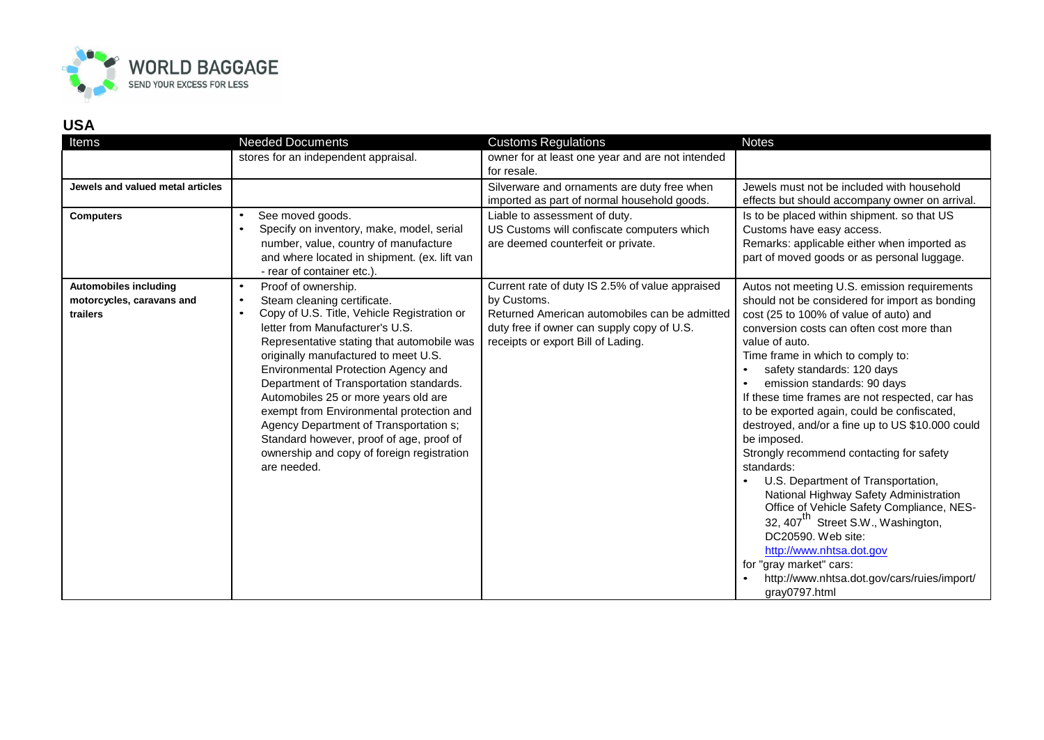## USA

| Items | Needed Documents | Customs Regulations | Notes |
|---|---|---|---|
| | stores for an independent appraisal. | owner for at least one year and are not intended for resale. | |
| **Jewels and valued metal articles** | | Silverware and ornaments are duty free when imported as part of normal household goods. | Jewels must not be included with household effects but should accompany owner on arrival. |
| **Computers** | • See moved goods.<br>• Specify on inventory, make, model, serial number, value, country of manufacture and where located in shipment. (ex. lift van - rear of container etc.). | Liable to assessment of duty.<br>US Customs will confiscate computers which are deemed counterfeit or private. | Is to be placed within shipment. so that US Customs have easy access.<br>Remarks: applicable either when imported as part of moved goods or as personal luggage. |
| **Automobiles including motorcycles, caravans and trailers** | • Proof of ownership.<br>• Steam cleaning certificate.<br>• Copy of U.S. Title, Vehicle Registration or letter from Manufacturer's U.S. Representative stating that automobile was originally manufactured to meet U.S. Environmental Protection Agency and Department of Transportation standards. Automobiles 25 or more years old are exempt from Environmental protection and Agency Department of Transportation s; Standard however, proof of age, proof of ownership and copy of foreign registration are needed. | Current rate of duty IS 2.5% of value appraised by Customs.<br>Returned American automobiles can be admitted duty free if owner can supply copy of U.S. receipts or export Bill of Lading. | Autos not meeting U.S. emission requirements should not be considered for import as bonding cost (25 to 100% of value of auto) and conversion costs can often cost more than value of auto.<br>Time frame in which to comply to:<br>• safety standards: 120 days<br>• emission standards: 90 days<br>If these time frames are not respected, car has to be exported again, could be confiscated, destroyed, and/or a fine up to US $10.000 could be imposed.<br>Strongly recommend contacting for safety standards:<br>• U.S. Department of Transportation, National Highway Safety Administration Office of Vehicle Safety Compliance, NES-32, 407th Street S.W., Washington, DC20590. Web site: http://www.nhtsa.dot.gov<br>for "gray market" cars:<br>• http://www.nhtsa.dot.gov/cars/ruies/import/gray0797.html |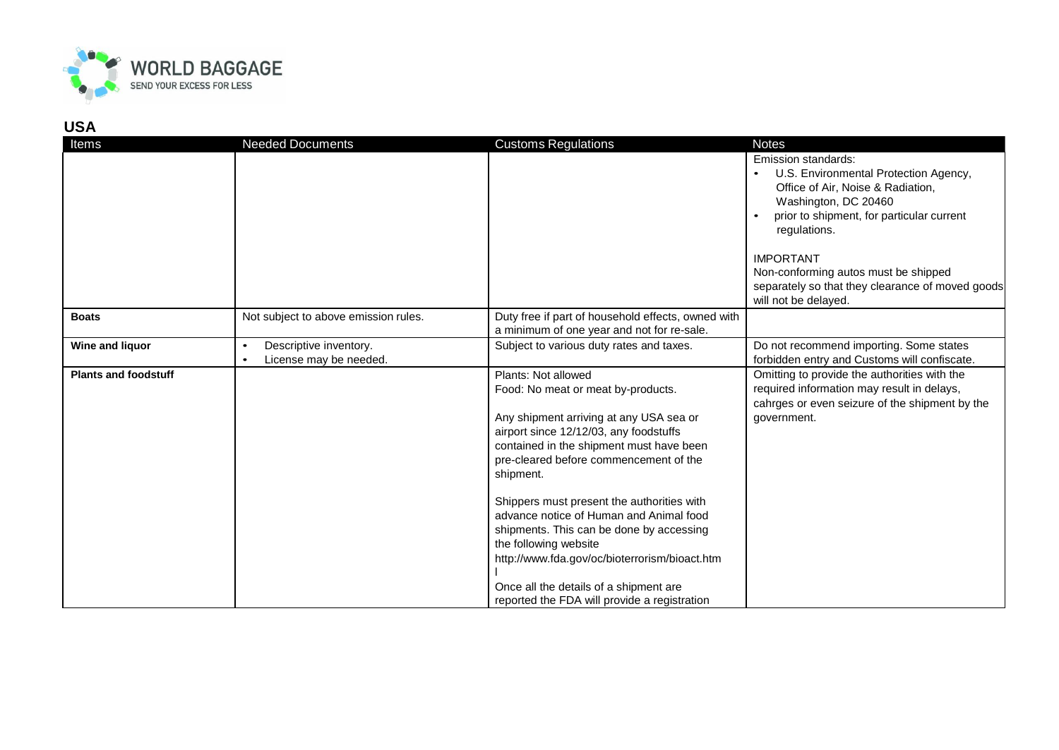## USA

| Items | Needed Documents | Customs Regulations | Notes |
|---|---|---|---|
| | | | Emission standards:<br>• U.S. Environmental Protection Agency, Office of Air, Noise & Radiation, Washington, DC 20460<br>• prior to shipment, for particular current regulations.<br><br>IMPORTANT<br>Non-conforming autos must be shipped separately so that they clearance of moved goods will not be delayed. |
| **Boats** | Not subject to above emission rules. | Duty free if part of household effects, owned with a minimum of one year and not for re-sale. | |
| **Wine and liquor** | • Descriptive inventory.<br>• License may be needed. | Subject to various duty rates and taxes. | Do not recommend importing. Some states forbidden entry and Customs will confiscate. |
| **Plants and foodstuff** | | Plants: Not allowed<br>Food: No meat or meat by-products.<br><br>Any shipment arriving at any USA sea or airport since 12/12/03, any foodstuffs contained in the shipment must have been pre-cleared before commencement of the shipment.<br><br>Shippers must present the authorities with advance notice of Human and Animal food shipments. This can be done by accessing the following website http://www.fda.gov/oc/bioterrorism/bioact.htm l<br>Once all the details of a shipment are reported the FDA will provide a registration | Omitting to provide the authorities with the required information may result in delays, cahrges or even seizure of the shipment by the government. |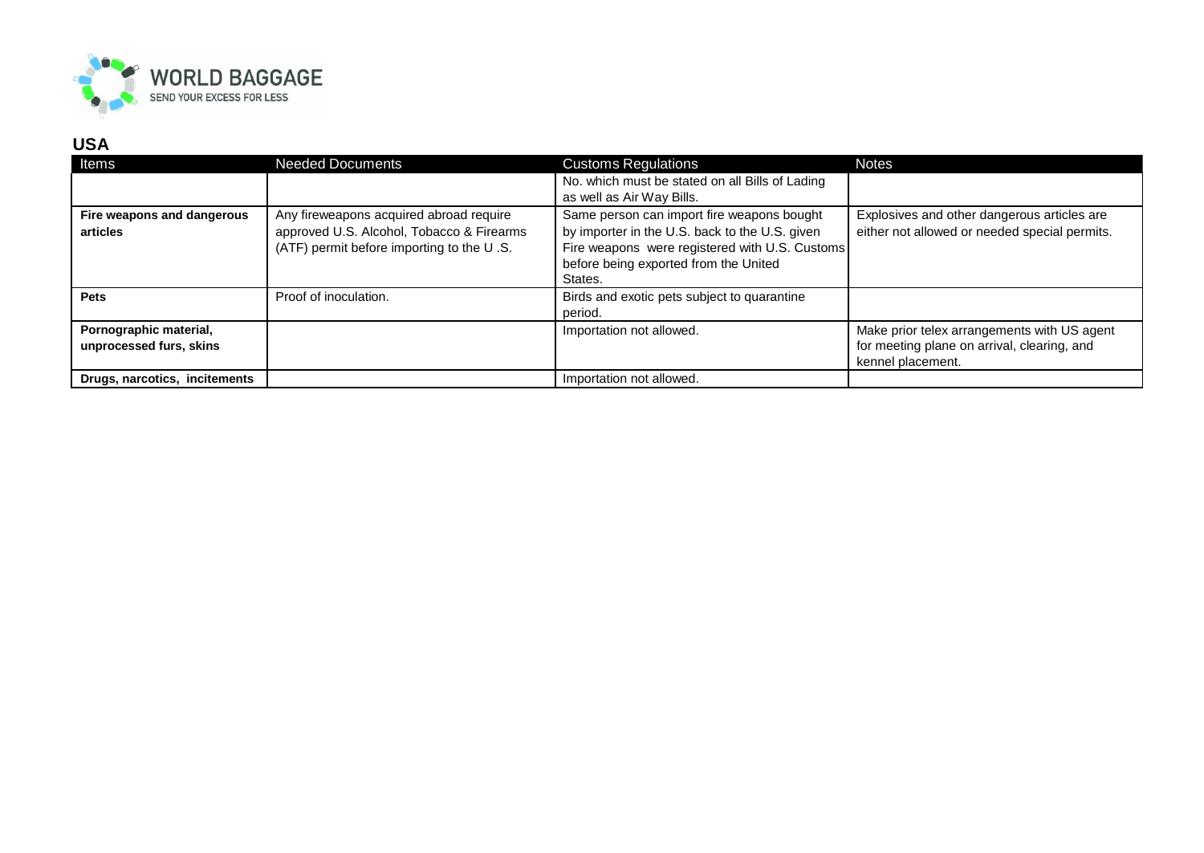## USA

| Items | Needed Documents | Customs Regulations | Notes |
|---|---|---|---|
| | | No. which must be stated on all Bills of Lading as well as Air Way Bills. | |
| **Fire weapons and dangerous articles** | Any fireweapons acquired abroad require approved U.S. Alcohol, Tobacco & Firearms (ATF) permit before importing to the U .S. | Same person can import fire weapons bought by importer in the U.S. back to the U.S. given Fire weapons were registered with U.S. Customs before being exported from the United States. | Explosives and other dangerous articles are either not allowed or needed special permits. |
| **Pets** | Proof of inoculation. | Birds and exotic pets subject to quarantine period. | |
| **Pornographic material, unprocessed furs, skins** | | Importation not allowed. | Make prior telex arrangements with US agent for meeting plane on arrival, clearing, and kennel placement. |
| **Drugs, narcotics, incitements** | | Importation not allowed. | |